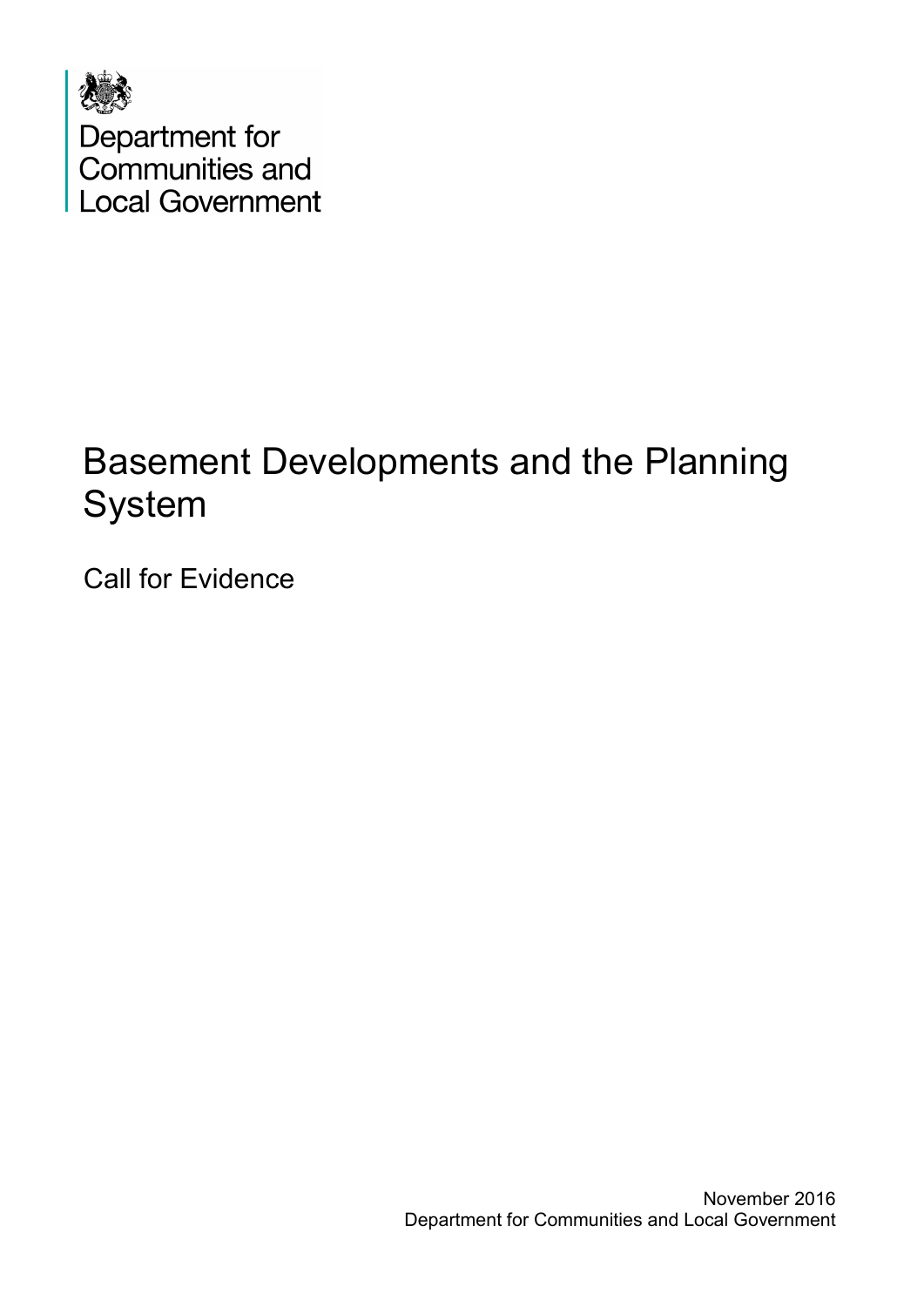Department for Communities and Local Government

# Basement Developments and the Planning System

Call for Evidence

November 2016
Department for Communities and Local Government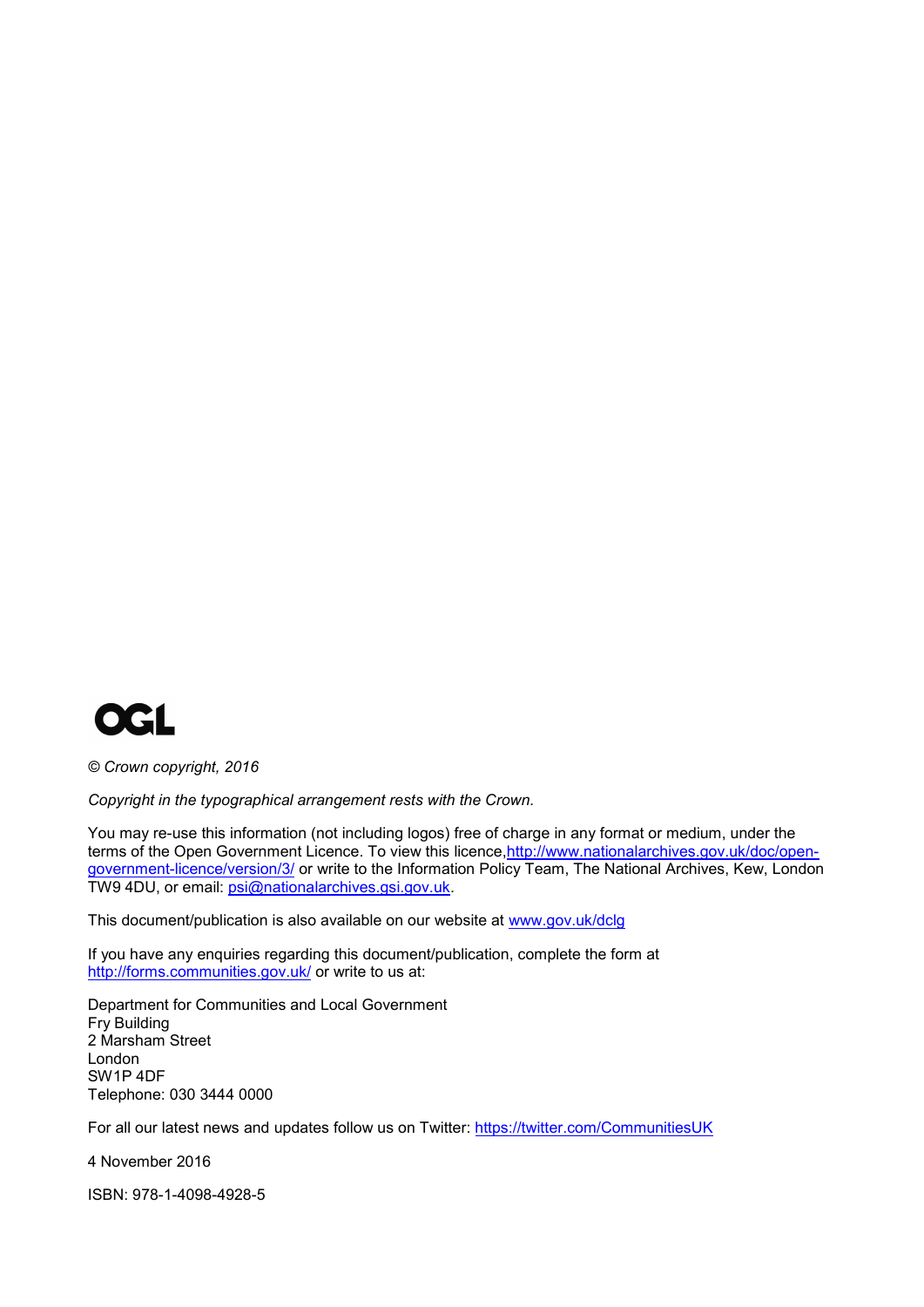OGL

*© Crown copyright, 2016*

*Copyright in the typographical arrangement rests with the Crown.*

You may re-use this information (not including logos) free of charge in any format or medium, under the terms of the Open Government Licence. To view this licence, http://www.nationalarchives.gov.uk/doc/open-government-licence/version/3/ or write to the Information Policy Team, The National Archives, Kew, London TW9 4DU, or email: psi@nationalarchives.gsi.gov.uk.

This document/publication is also available on our website at www.gov.uk/dclg

If you have any enquiries regarding this document/publication, complete the form at http://forms.communities.gov.uk/ or write to us at:

Department for Communities and Local Government
Fry Building
2 Marsham Street
London
SW1P 4DF
Telephone: 030 3444 0000

For all our latest news and updates follow us on Twitter: https://twitter.com/CommunitiesUK

4 November 2016

ISBN: 978-1-4098-4928-5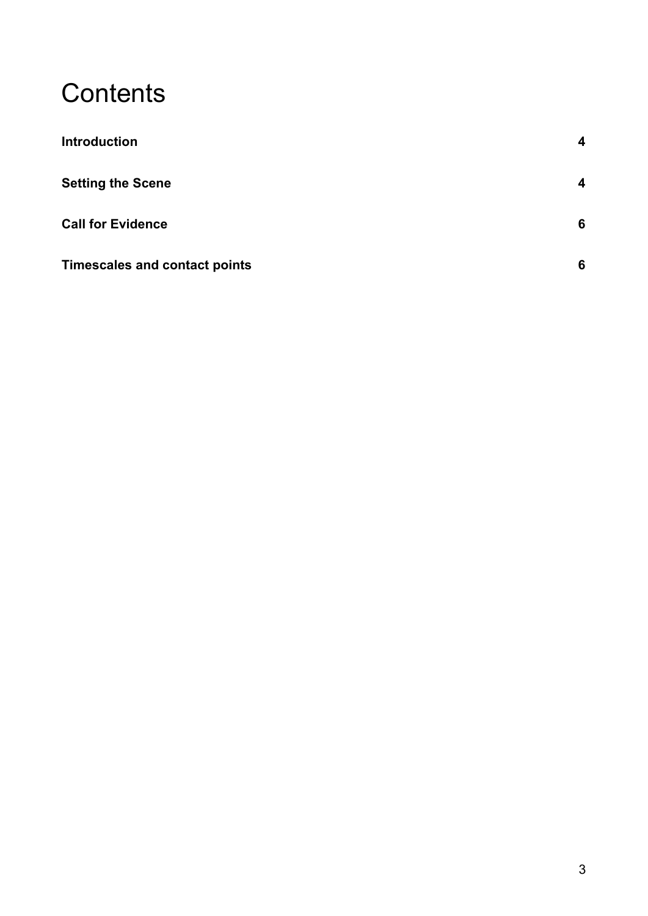# Contents

| | |
|---|---|
| **Introduction** | **4** |
| **Setting the Scene** | **4** |
| **Call for Evidence** | **6** |
| **Timescales and contact points** | **6** |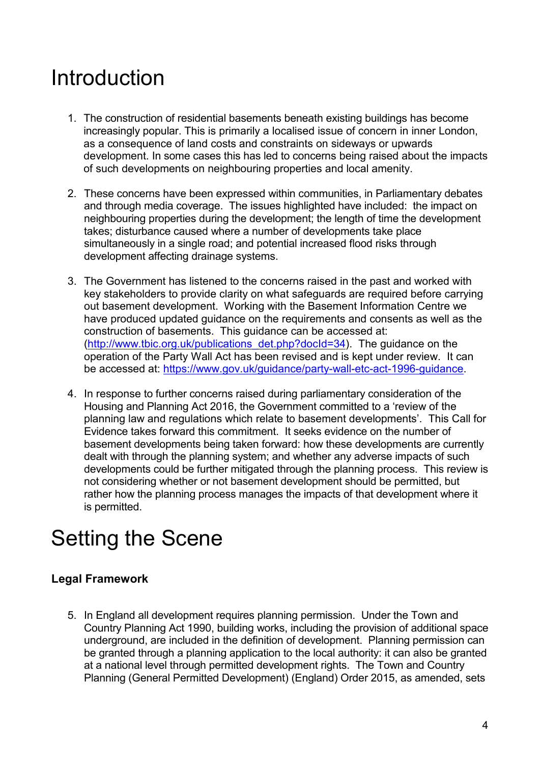# Introduction

1. The construction of residential basements beneath existing buildings has become increasingly popular. This is primarily a localised issue of concern in inner London, as a consequence of land costs and constraints on sideways or upwards development. In some cases this has led to concerns being raised about the impacts of such developments on neighbouring properties and local amenity.

2. These concerns have been expressed within communities, in Parliamentary debates and through media coverage. The issues highlighted have included: the impact on neighbouring properties during the development; the length of time the development takes; disturbance caused where a number of developments take place simultaneously in a single road; and potential increased flood risks through development affecting drainage systems.

3. The Government has listened to the concerns raised in the past and worked with key stakeholders to provide clarity on what safeguards are required before carrying out basement development. Working with the Basement Information Centre we have produced updated guidance on the requirements and consents as well as the construction of basements. This guidance can be accessed at: (http://www.tbic.org.uk/publications_det.php?docId=34). The guidance on the operation of the Party Wall Act has been revised and is kept under review. It can be accessed at: https://www.gov.uk/guidance/party-wall-etc-act-1996-guidance.

4. In response to further concerns raised during parliamentary consideration of the Housing and Planning Act 2016, the Government committed to a 'review of the planning law and regulations which relate to basement developments'. This Call for Evidence takes forward this commitment. It seeks evidence on the number of basement developments being taken forward: how these developments are currently dealt with through the planning system; and whether any adverse impacts of such developments could be further mitigated through the planning process. This review is not considering whether or not basement development should be permitted, but rather how the planning process manages the impacts of that development where it is permitted.

# Setting the Scene

### Legal Framework

5. In England all development requires planning permission. Under the Town and Country Planning Act 1990, building works, including the provision of additional space underground, are included in the definition of development. Planning permission can be granted through a planning application to the local authority: it can also be granted at a national level through permitted development rights. The Town and Country Planning (General Permitted Development) (England) Order 2015, as amended, sets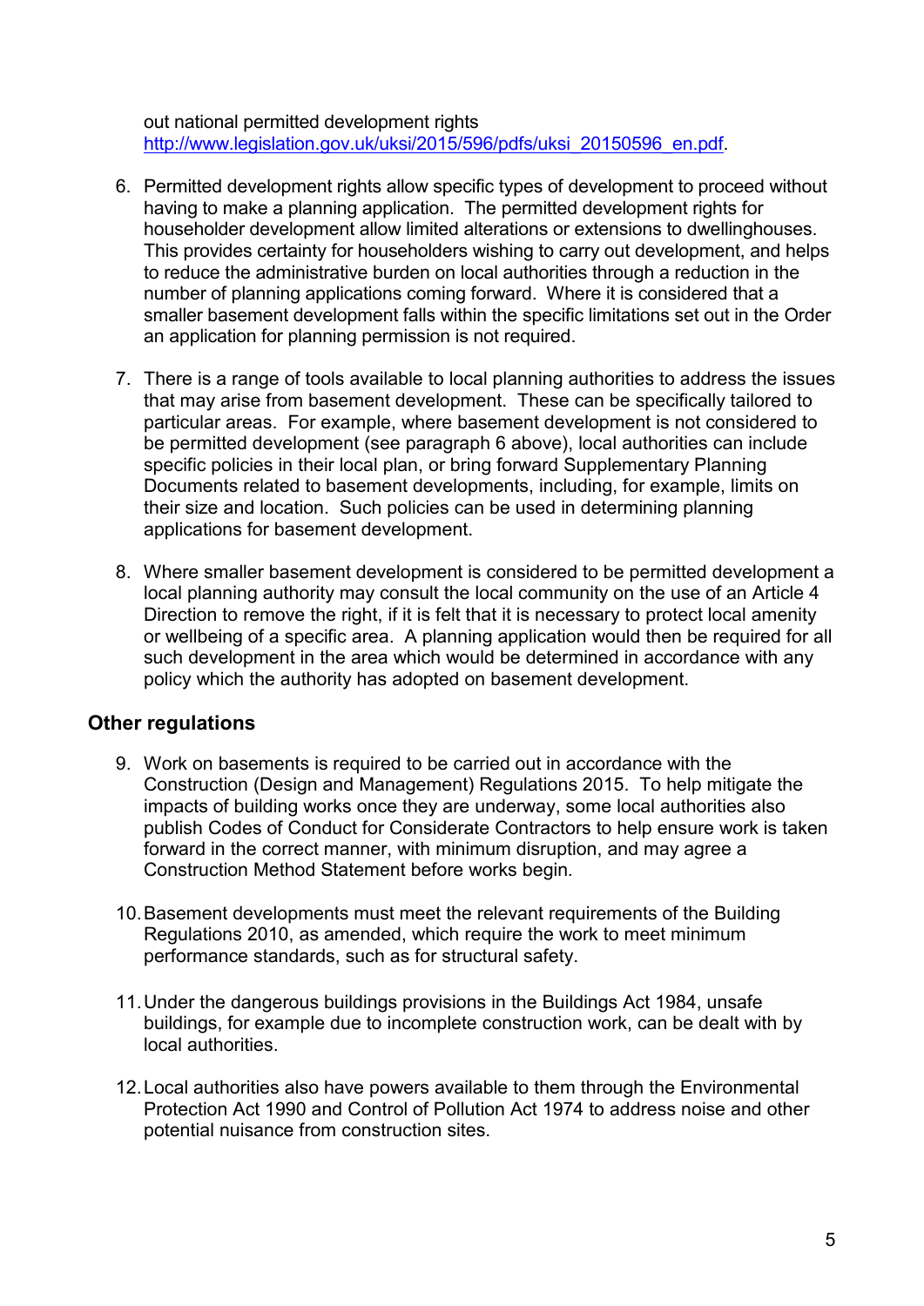out national permitted development rights [http://www.legislation.gov.uk/uksi/2015/596/pdfs/uksi_20150596_en.pdf](http://www.legislation.gov.uk/uksi/2015/596/pdfs/uksi_20150596_en.pdf).

6. Permitted development rights allow specific types of development to proceed without having to make a planning application. The permitted development rights for householder development allow limited alterations or extensions to dwellinghouses. This provides certainty for householders wishing to carry out development, and helps to reduce the administrative burden on local authorities through a reduction in the number of planning applications coming forward. Where it is considered that a smaller basement development falls within the specific limitations set out in the Order an application for planning permission is not required.

7. There is a range of tools available to local planning authorities to address the issues that may arise from basement development. These can be specifically tailored to particular areas. For example, where basement development is not considered to be permitted development (see paragraph 6 above), local authorities can include specific policies in their local plan, or bring forward Supplementary Planning Documents related to basement developments, including, for example, limits on their size and location. Such policies can be used in determining planning applications for basement development.

8. Where smaller basement development is considered to be permitted development a local planning authority may consult the local community on the use of an Article 4 Direction to remove the right, if it is felt that it is necessary to protect local amenity or wellbeing of a specific area. A planning application would then be required for all such development in the area which would be determined in accordance with any policy which the authority has adopted on basement development.

## Other regulations

9. Work on basements is required to be carried out in accordance with the Construction (Design and Management) Regulations 2015. To help mitigate the impacts of building works once they are underway, some local authorities also publish Codes of Conduct for Considerate Contractors to help ensure work is taken forward in the correct manner, with minimum disruption, and may agree a Construction Method Statement before works begin.

10. Basement developments must meet the relevant requirements of the Building Regulations 2010, as amended, which require the work to meet minimum performance standards, such as for structural safety.

11. Under the dangerous buildings provisions in the Buildings Act 1984, unsafe buildings, for example due to incomplete construction work, can be dealt with by local authorities.

12. Local authorities also have powers available to them through the Environmental Protection Act 1990 and Control of Pollution Act 1974 to address noise and other potential nuisance from construction sites.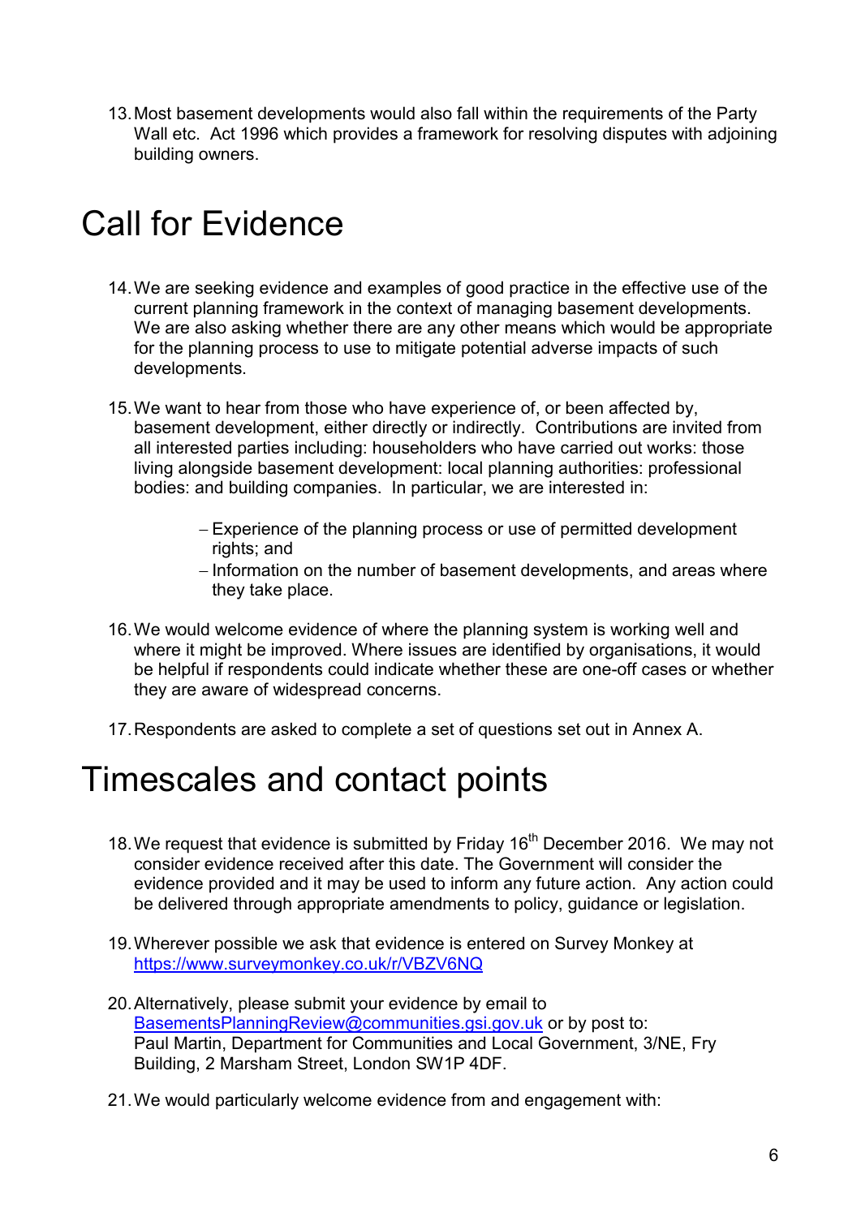13. Most basement developments would also fall within the requirements of the Party Wall etc. Act 1996 which provides a framework for resolving disputes with adjoining building owners.

# Call for Evidence

14. We are seeking evidence and examples of good practice in the effective use of the current planning framework in the context of managing basement developments. We are also asking whether there are any other means which would be appropriate for the planning process to use to mitigate potential adverse impacts of such developments.

15. We want to hear from those who have experience of, or been affected by, basement development, either directly or indirectly. Contributions are invited from all interested parties including: householders who have carried out works: those living alongside basement development: local planning authorities: professional bodies: and building companies. In particular, we are interested in:

    - Experience of the planning process or use of permitted development rights; and
    - Information on the number of basement developments, and areas where they take place.

16. We would welcome evidence of where the planning system is working well and where it might be improved. Where issues are identified by organisations, it would be helpful if respondents could indicate whether these are one-off cases or whether they are aware of widespread concerns.

17. Respondents are asked to complete a set of questions set out in Annex A.

# Timescales and contact points

18. We request that evidence is submitted by Friday 16th December 2016. We may not consider evidence received after this date. The Government will consider the evidence provided and it may be used to inform any future action. Any action could be delivered through appropriate amendments to policy, guidance or legislation.

19. Wherever possible we ask that evidence is entered on Survey Monkey at https://www.surveymonkey.co.uk/r/VBZV6NQ

20. Alternatively, please submit your evidence by email to BasementsPlanningReview@communities.gsi.gov.uk or by post to: Paul Martin, Department for Communities and Local Government, 3/NE, Fry Building, 2 Marsham Street, London SW1P 4DF.

21. We would particularly welcome evidence from and engagement with: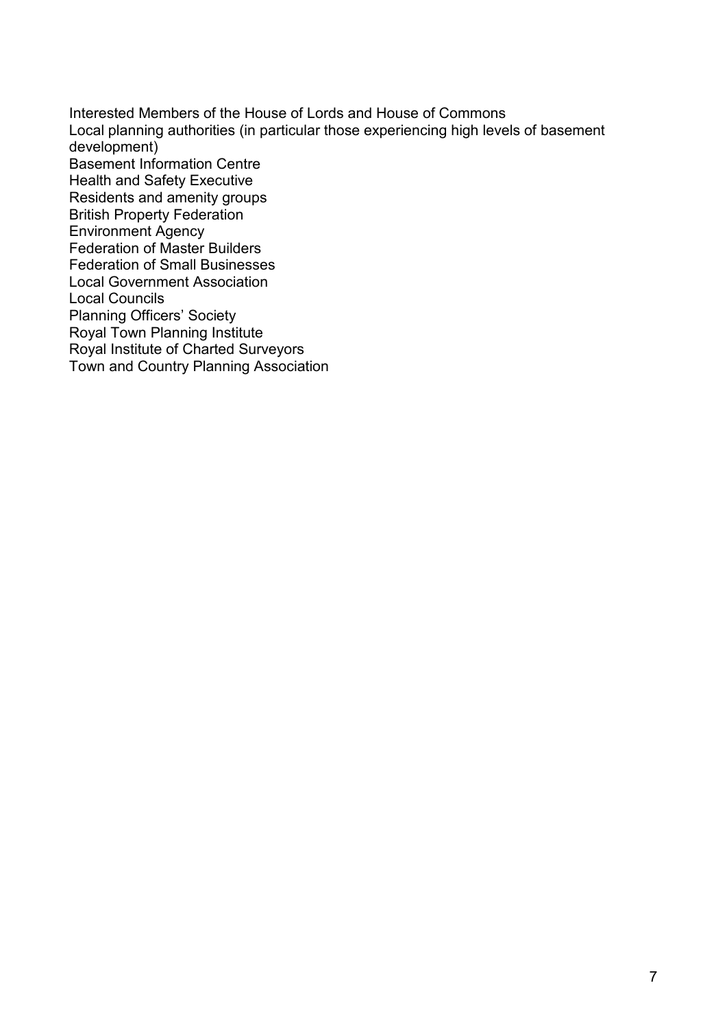Interested Members of the House of Lords and House of Commons
Local planning authorities (in particular those experiencing high levels of basement development)
Basement Information Centre
Health and Safety Executive
Residents and amenity groups
British Property Federation
Environment Agency
Federation of Master Builders
Federation of Small Businesses
Local Government Association
Local Councils
Planning Officers' Society
Royal Town Planning Institute
Royal Institute of Charted Surveyors
Town and Country Planning Association